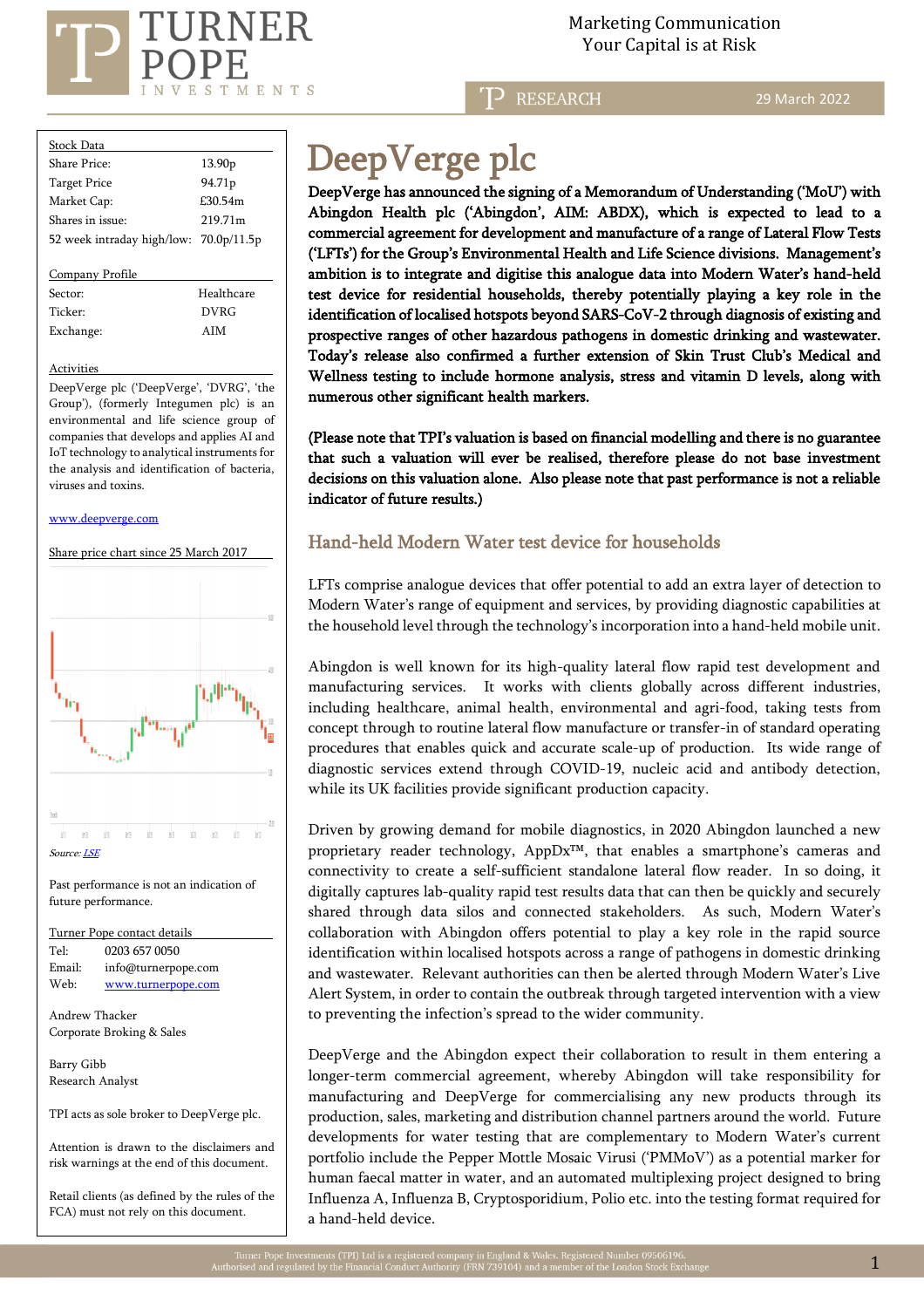Marketing Communication
Your Capital is at Risk

RESEARCH — 29 March 2022

# DeepVerge plc

**DeepVerge has announced the signing of a Memorandum of Understanding ('MoU') with Abingdon Health plc ('Abingdon', AIM: ABDX), which is expected to lead to a commercial agreement for development and manufacture of a range of Lateral Flow Tests ('LFTs') for the Group's Environmental Health and Life Science divisions. Management's ambition is to integrate and digitise this analogue data into Modern Water's hand-held test device for residential households, thereby potentially playing a key role in the identification of localised hotspots beyond SARS-CoV-2 through diagnosis of existing and prospective ranges of other hazardous pathogens in domestic drinking and wastewater. Today's release also confirmed a further extension of Skin Trust Club's Medical and Wellness testing to include hormone analysis, stress and vitamin D levels, along with numerous other significant health markers.**

**(Please note that TPI's valuation is based on financial modelling and there is no guarantee that such a valuation will ever be realised, therefore please do not base investment decisions on this valuation alone. Also please note that past performance is not a reliable indicator of future results.)**

## Hand-held Modern Water test device for households

LFTs comprise analogue devices that offer potential to add an extra layer of detection to Modern Water's range of equipment and services, by providing diagnostic capabilities at the household level through the technology's incorporation into a hand-held mobile unit.

Abingdon is well known for its high-quality lateral flow rapid test development and manufacturing services. It works with clients globally across different industries, including healthcare, animal health, environmental and agri-food, taking tests from concept through to routine lateral flow manufacture or transfer-in of standard operating procedures that enables quick and accurate scale-up of production. Its wide range of diagnostic services extend through COVID-19, nucleic acid and antibody detection, while its UK facilities provide significant production capacity.

Driven by growing demand for mobile diagnostics, in 2020 Abingdon launched a new proprietary reader technology, AppDx™, that enables a smartphone's cameras and connectivity to create a self-sufficient standalone lateral flow reader. In so doing, it digitally captures lab-quality rapid test results data that can then be quickly and securely shared through data silos and connected stakeholders. As such, Modern Water's collaboration with Abingdon offers potential to play a key role in the rapid source identification within localised hotspots across a range of pathogens in domestic drinking and wastewater. Relevant authorities can then be alerted through Modern Water's Live Alert System, in order to contain the outbreak through targeted intervention with a view to preventing the infection's spread to the wider community.

DeepVerge and the Abingdon expect their collaboration to result in them entering a longer-term commercial agreement, whereby Abingdon will take responsibility for manufacturing and DeepVerge for commercialising any new products through its production, sales, marketing and distribution channel partners around the world. Future developments for water testing that are complementary to Modern Water's current portfolio include the Pepper Mottle Mosaic Virusi ('PMMoV') as a potential marker for human faecal matter in water, and an automated multiplexing project designed to bring Influenza A, Influenza B, Cryptosporidium, Polio etc. into the testing format required for a hand-held device.

| Stock Data | |
|---|---|
| Share Price: | 13.90p |
| Target Price | 94.71p |
| Market Cap: | £30.54m |
| Shares in issue: | 219.71m |
| 52 week intraday high/low: | 70.0p/11.5p |

| Company Profile | |
|---|---|
| Sector: | Healthcare |
| Ticker: | DVRG |
| Exchange: | AIM |

**Activities**

DeepVerge plc ('DeepVerge', 'DVRG', 'the Group'), (formerly Integumen plc) is an environmental and life science group of companies that develops and applies AI and IoT technology to analytical instruments for the analysis and identification of bacteria, viruses and toxins.

www.deepverge.com

Share price chart since 25 March 2017

*Source: LSE*

Past performance is not an indication of future performance.

| Turner Pope contact details | |
|---|---|
| Tel: | 0203 657 0050 |
| Email: | info@turnerpope.com |
| Web: | www.turnerpope.com |

Andrew Thacker
Corporate Broking & Sales

Barry Gibb
Research Analyst

TPI acts as sole broker to DeepVerge plc.

Attention is drawn to the disclaimers and risk warnings at the end of this document.

Retail clients (as defined by the rules of the FCA) must not rely on this document.

Turner Pope Investments (TPI) Ltd is a registered company in England & Wales. Registered Number 09506196.
Authorised and regulated by the Financial Conduct Authority (FRN 739104) and a member of the London Stock Exchange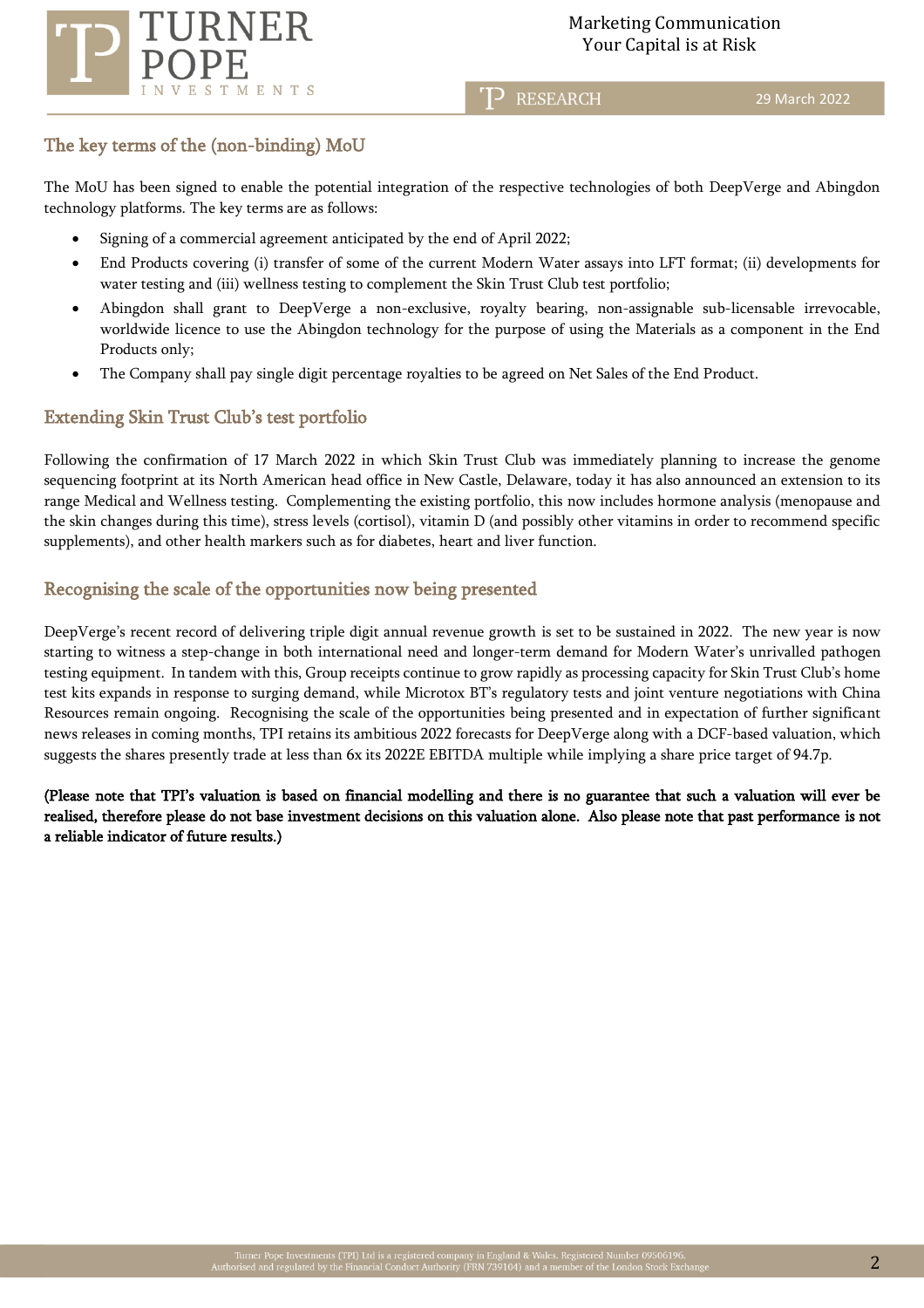## The key terms of the (non-binding) MoU

The MoU has been signed to enable the potential integration of the respective technologies of both DeepVerge and Abingdon technology platforms. The key terms are as follows:

- Signing of a commercial agreement anticipated by the end of April 2022;
- End Products covering (i) transfer of some of the current Modern Water assays into LFT format; (ii) developments for water testing and (iii) wellness testing to complement the Skin Trust Club test portfolio;
- Abingdon shall grant to DeepVerge a non-exclusive, royalty bearing, non-assignable sub-licensable irrevocable, worldwide licence to use the Abingdon technology for the purpose of using the Materials as a component in the End Products only;
- The Company shall pay single digit percentage royalties to be agreed on Net Sales of the End Product.

## Extending Skin Trust Club's test portfolio

Following the confirmation of 17 March 2022 in which Skin Trust Club was immediately planning to increase the genome sequencing footprint at its North American head office in New Castle, Delaware, today it has also announced an extension to its range Medical and Wellness testing. Complementing the existing portfolio, this now includes hormone analysis (menopause and the skin changes during this time), stress levels (cortisol), vitamin D (and possibly other vitamins in order to recommend specific supplements), and other health markers such as for diabetes, heart and liver function.

## Recognising the scale of the opportunities now being presented

DeepVerge's recent record of delivering triple digit annual revenue growth is set to be sustained in 2022. The new year is now starting to witness a step-change in both international need and longer-term demand for Modern Water's unrivalled pathogen testing equipment. In tandem with this, Group receipts continue to grow rapidly as processing capacity for Skin Trust Club's home test kits expands in response to surging demand, while Microtox BT's regulatory tests and joint venture negotiations with China Resources remain ongoing. Recognising the scale of the opportunities being presented and in expectation of further significant news releases in coming months, TPI retains its ambitious 2022 forecasts for DeepVerge along with a DCF-based valuation, which suggests the shares presently trade at less than 6x its 2022E EBITDA multiple while implying a share price target of 94.7p.

**(Please note that TPI's valuation is based on financial modelling and there is no guarantee that such a valuation will ever be realised, therefore please do not base investment decisions on this valuation alone. Also please note that past performance is not a reliable indicator of future results.)**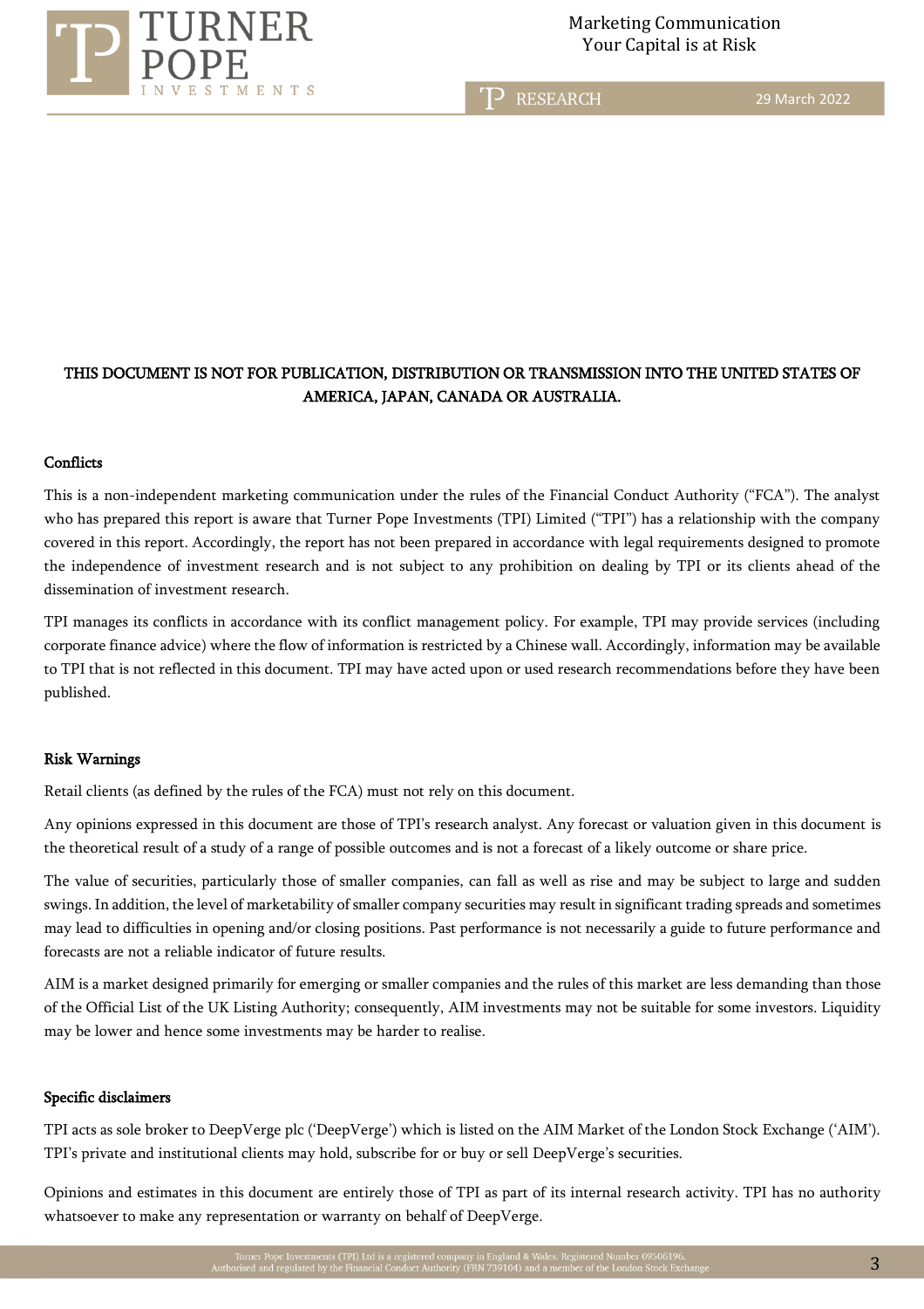**THIS DOCUMENT IS NOT FOR PUBLICATION, DISTRIBUTION OR TRANSMISSION INTO THE UNITED STATES OF AMERICA, JAPAN, CANADA OR AUSTRALIA.**

## Conflicts

This is a non-independent marketing communication under the rules of the Financial Conduct Authority ("FCA"). The analyst who has prepared this report is aware that Turner Pope Investments (TPI) Limited ("TPI") has a relationship with the company covered in this report. Accordingly, the report has not been prepared in accordance with legal requirements designed to promote the independence of investment research and is not subject to any prohibition on dealing by TPI or its clients ahead of the dissemination of investment research.

TPI manages its conflicts in accordance with its conflict management policy. For example, TPI may provide services (including corporate finance advice) where the flow of information is restricted by a Chinese wall. Accordingly, information may be available to TPI that is not reflected in this document. TPI may have acted upon or used research recommendations before they have been published.

## Risk Warnings

Retail clients (as defined by the rules of the FCA) must not rely on this document.

Any opinions expressed in this document are those of TPI's research analyst. Any forecast or valuation given in this document is the theoretical result of a study of a range of possible outcomes and is not a forecast of a likely outcome or share price.

The value of securities, particularly those of smaller companies, can fall as well as rise and may be subject to large and sudden swings. In addition, the level of marketability of smaller company securities may result in significant trading spreads and sometimes may lead to difficulties in opening and/or closing positions. Past performance is not necessarily a guide to future performance and forecasts are not a reliable indicator of future results.

AIM is a market designed primarily for emerging or smaller companies and the rules of this market are less demanding than those of the Official List of the UK Listing Authority; consequently, AIM investments may not be suitable for some investors. Liquidity may be lower and hence some investments may be harder to realise.

## Specific disclaimers

TPI acts as sole broker to DeepVerge plc ('DeepVerge') which is listed on the AIM Market of the London Stock Exchange ('AIM'). TPI's private and institutional clients may hold, subscribe for or buy or sell DeepVerge's securities.

Opinions and estimates in this document are entirely those of TPI as part of its internal research activity. TPI has no authority whatsoever to make any representation or warranty on behalf of DeepVerge.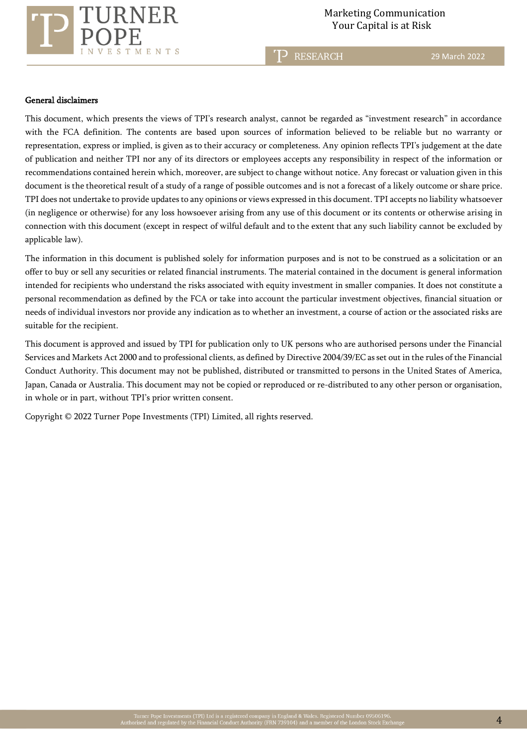**General disclaimers**

This document, which presents the views of TPI's research analyst, cannot be regarded as "investment research" in accordance with the FCA definition. The contents are based upon sources of information believed to be reliable but no warranty or representation, express or implied, is given as to their accuracy or completeness. Any opinion reflects TPI's judgement at the date of publication and neither TPI nor any of its directors or employees accepts any responsibility in respect of the information or recommendations contained herein which, moreover, are subject to change without notice. Any forecast or valuation given in this document is the theoretical result of a study of a range of possible outcomes and is not a forecast of a likely outcome or share price. TPI does not undertake to provide updates to any opinions or views expressed in this document. TPI accepts no liability whatsoever (in negligence or otherwise) for any loss howsoever arising from any use of this document or its contents or otherwise arising in connection with this document (except in respect of wilful default and to the extent that any such liability cannot be excluded by applicable law).

The information in this document is published solely for information purposes and is not to be construed as a solicitation or an offer to buy or sell any securities or related financial instruments. The material contained in the document is general information intended for recipients who understand the risks associated with equity investment in smaller companies. It does not constitute a personal recommendation as defined by the FCA or take into account the particular investment objectives, financial situation or needs of individual investors nor provide any indication as to whether an investment, a course of action or the associated risks are suitable for the recipient.

This document is approved and issued by TPI for publication only to UK persons who are authorised persons under the Financial Services and Markets Act 2000 and to professional clients, as defined by Directive 2004/39/EC as set out in the rules of the Financial Conduct Authority. This document may not be published, distributed or transmitted to persons in the United States of America, Japan, Canada or Australia. This document may not be copied or reproduced or re-distributed to any other person or organisation, in whole or in part, without TPI's prior written consent.

Copyright © 2022 Turner Pope Investments (TPI) Limited, all rights reserved.